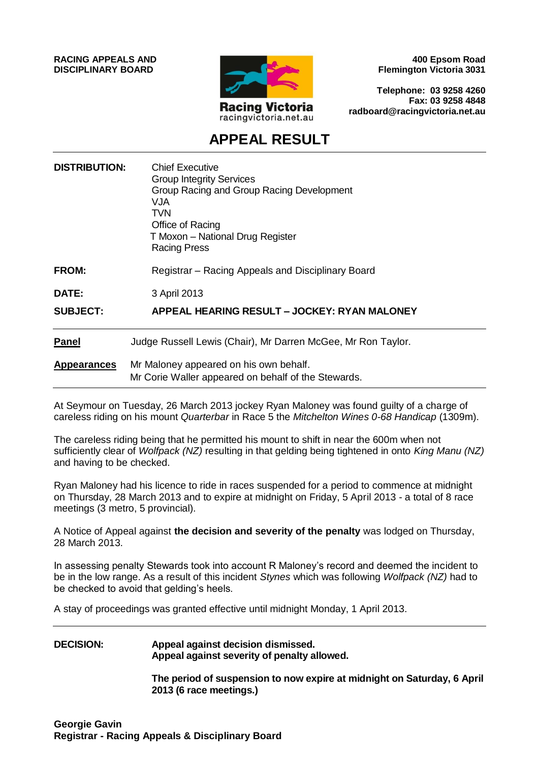**RACING APPEALS AND DISCIPLINARY BOARD**

Racing Victoria
racingvictoria.net.au

**400 Epsom Road**
**Flemington Victoria 3031**

**Telephone: 03 9258 4260**
**Fax: 03 9258 4848**
**radboard@racingvictoria.net.au**

# APPEAL RESULT

| | |
|---|---|
| **DISTRIBUTION:** | Chief Executive<br>Group Integrity Services<br>Group Racing and Group Racing Development<br>VJA<br>TVN<br>Office of Racing<br>T Moxon – National Drug Register<br>Racing Press |
| **FROM:** | Registrar – Racing Appeals and Disciplinary Board |
| **DATE:** | 3 April 2013 |
| **SUBJECT:** | **APPEAL HEARING RESULT – JOCKEY: RYAN MALONEY** |

**Panel** Judge Russell Lewis (Chair), Mr Darren McGee, Mr Ron Taylor.

**Appearances** Mr Maloney appeared on his own behalf.
Mr Corie Waller appeared on behalf of the Stewards.

At Seymour on Tuesday, 26 March 2013 jockey Ryan Maloney was found guilty of a charge of careless riding on his mount *Quarterbar* in Race 5 the *Mitchelton Wines 0-68 Handicap* (1309m).

The careless riding being that he permitted his mount to shift in near the 600m when not sufficiently clear of *Wolfpack (NZ)* resulting in that gelding being tightened in onto *King Manu (NZ)* and having to be checked.

Ryan Maloney had his licence to ride in races suspended for a period to commence at midnight on Thursday, 28 March 2013 and to expire at midnight on Friday, 5 April 2013 - a total of 8 race meetings (3 metro, 5 provincial).

A Notice of Appeal against **the decision and severity of the penalty** was lodged on Thursday, 28 March 2013.

In assessing penalty Stewards took into account R Maloney's record and deemed the incident to be in the low range. As a result of this incident *Stynes* which was following *Wolfpack (NZ)* had to be checked to avoid that gelding's heels.

A stay of proceedings was granted effective until midnight Monday, 1 April 2013.

**DECISION:** **Appeal against decision dismissed.**
**Appeal against severity of penalty allowed.**

**The period of suspension to now expire at midnight on Saturday, 6 April 2013 (6 race meetings.)**

**Georgie Gavin**
**Registrar - Racing Appeals & Disciplinary Board**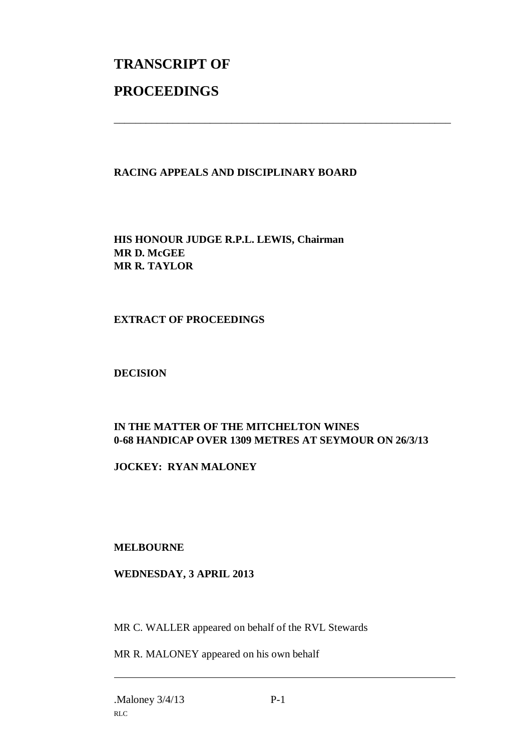# TRANSCRIPT OF

# PROCEEDINGS

---

**RACING APPEALS AND DISCIPLINARY BOARD**

**HIS HONOUR JUDGE R.P.L. LEWIS, Chairman**
**MR D. McGEE**
**MR R. TAYLOR**

**EXTRACT OF PROCEEDINGS**

**DECISION**

**IN THE MATTER OF THE MITCHELTON WINES**
**0-68 HANDICAP OVER 1309 METRES AT SEYMOUR ON 26/3/13**

**JOCKEY: RYAN MALONEY**

**MELBOURNE**

**WEDNESDAY, 3 APRIL 2013**

MR C. WALLER appeared on behalf of the RVL Stewards

MR R. MALONEY appeared on his own behalf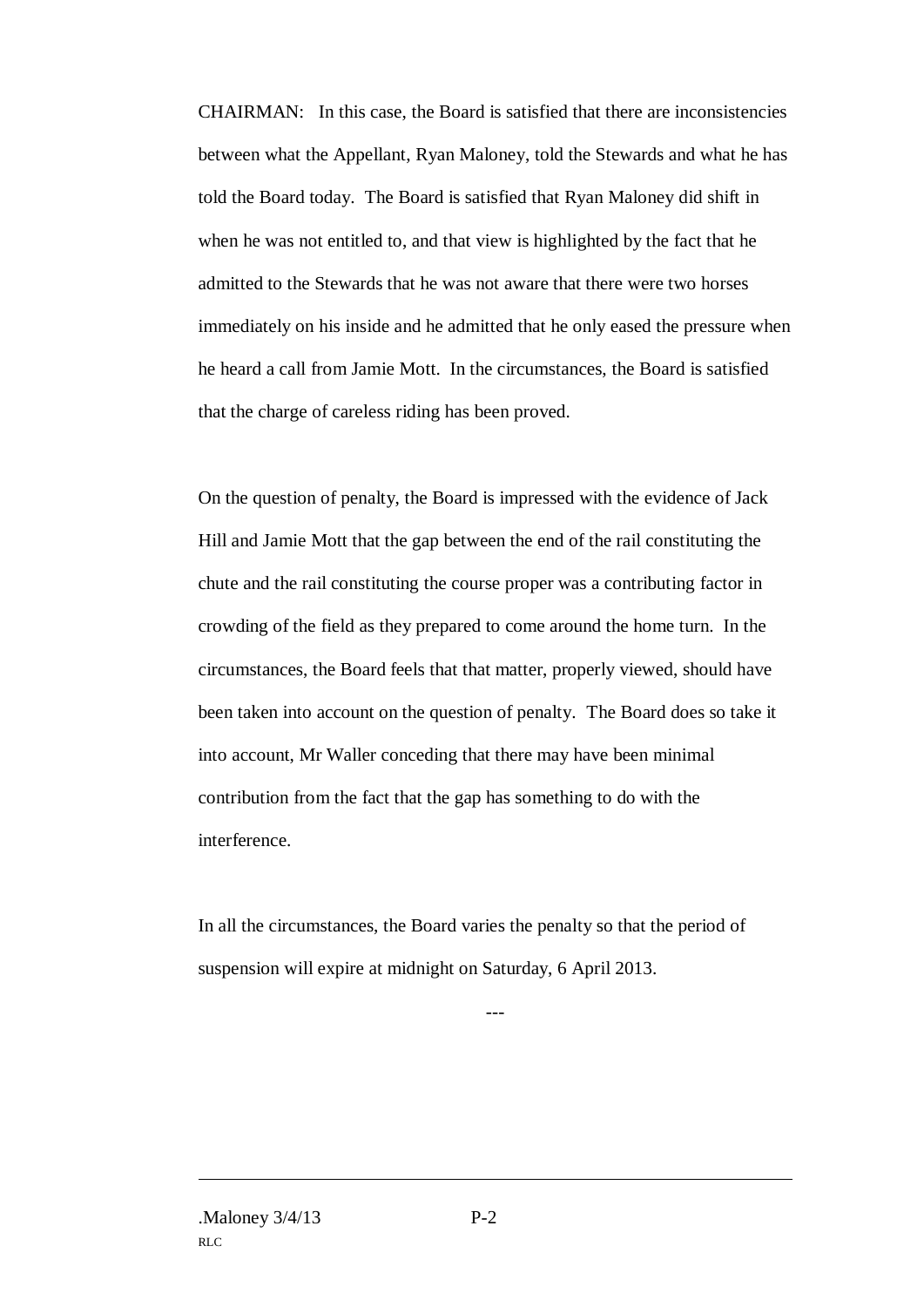CHAIRMAN: In this case, the Board is satisfied that there are inconsistencies between what the Appellant, Ryan Maloney, told the Stewards and what he has told the Board today. The Board is satisfied that Ryan Maloney did shift in when he was not entitled to, and that view is highlighted by the fact that he admitted to the Stewards that he was not aware that there were two horses immediately on his inside and he admitted that he only eased the pressure when he heard a call from Jamie Mott. In the circumstances, the Board is satisfied that the charge of careless riding has been proved.

On the question of penalty, the Board is impressed with the evidence of Jack Hill and Jamie Mott that the gap between the end of the rail constituting the chute and the rail constituting the course proper was a contributing factor in crowding of the field as they prepared to come around the home turn. In the circumstances, the Board feels that that matter, properly viewed, should have been taken into account on the question of penalty. The Board does so take it into account, Mr Waller conceding that there may have been minimal contribution from the fact that the gap has something to do with the interference.

In all the circumstances, the Board varies the penalty so that the period of suspension will expire at midnight on Saturday, 6 April 2013.

---